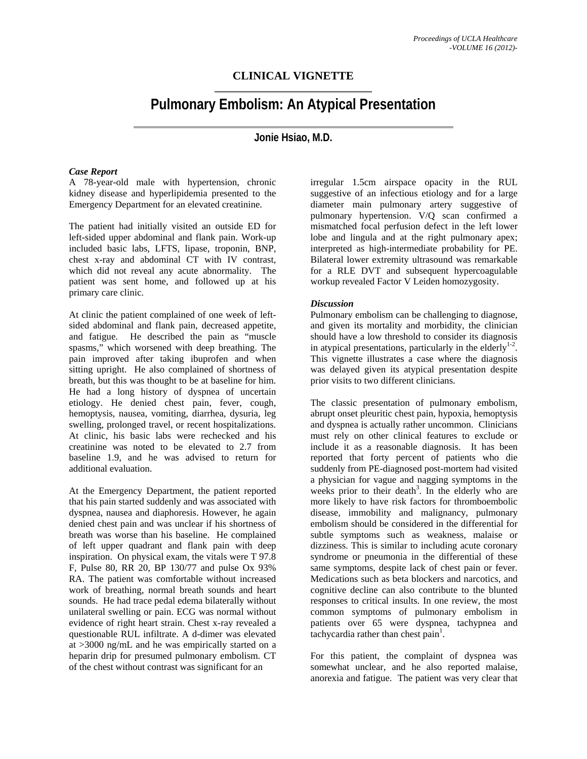## CLINICAL VIGNETTE

# Pulmonary Embolism: An Atypical Presentation

**Jonie Hsiao, M.D.**

### *Case Report*

A 78-year-old male with hypertension, chronic kidney disease and hyperlipidemia presented to the Emergency Department for an elevated creatinine.

The patient had initially visited an outside ED for left-sided upper abdominal and flank pain. Work-up included basic labs, LFTS, lipase, troponin, BNP, chest x-ray and abdominal CT with IV contrast, which did not reveal any acute abnormality. The patient was sent home, and followed up at his primary care clinic.

At clinic the patient complained of one week of left-sided abdominal and flank pain, decreased appetite, and fatigue. He described the pain as "muscle spasms," which worsened with deep breathing. The pain improved after taking ibuprofen and when sitting upright. He also complained of shortness of breath, but this was thought to be at baseline for him. He had a long history of dyspnea of uncertain etiology. He denied chest pain, fever, cough, hemoptysis, nausea, vomiting, diarrhea, dysuria, leg swelling, prolonged travel, or recent hospitalizations. At clinic, his basic labs were rechecked and his creatinine was noted to be elevated to 2.7 from baseline 1.9, and he was advised to return for additional evaluation.

At the Emergency Department, the patient reported that his pain started suddenly and was associated with dyspnea, nausea and diaphoresis. However, he again denied chest pain and was unclear if his shortness of breath was worse than his baseline. He complained of left upper quadrant and flank pain with deep inspiration. On physical exam, the vitals were T 97.8 F, Pulse 80, RR 20, BP 130/77 and pulse Ox 93% RA. The patient was comfortable without increased work of breathing, normal breath sounds and heart sounds. He had trace pedal edema bilaterally without unilateral swelling or pain. ECG was normal without evidence of right heart strain. Chest x-ray revealed a questionable RUL infiltrate. A d-dimer was elevated at >3000 ng/mL and he was empirically started on a heparin drip for presumed pulmonary embolism. CT of the chest without contrast was significant for an irregular 1.5cm airspace opacity in the RUL suggestive of an infectious etiology and for a large diameter main pulmonary artery suggestive of pulmonary hypertension. V/Q scan confirmed a mismatched focal perfusion defect in the left lower lobe and lingula and at the right pulmonary apex; interpreted as high-intermediate probability for PE. Bilateral lower extremity ultrasound was remarkable for a RLE DVT and subsequent hypercoagulable workup revealed Factor V Leiden homozygosity.

### *Discussion*

Pulmonary embolism can be challenging to diagnose, and given its mortality and morbidity, the clinician should have a low threshold to consider its diagnosis in atypical presentations, particularly in the elderly[1-2]. This vignette illustrates a case where the diagnosis was delayed given its atypical presentation despite prior visits to two different clinicians.

The classic presentation of pulmonary embolism, abrupt onset pleuritic chest pain, hypoxia, hemoptysis and dyspnea is actually rather uncommon. Clinicians must rely on other clinical features to exclude or include it as a reasonable diagnosis. It has been reported that forty percent of patients who die suddenly from PE-diagnosed post-mortem had visited a physician for vague and nagging symptoms in the weeks prior to their death[3]. In the elderly who are more likely to have risk factors for thromboembolic disease, immobility and malignancy, pulmonary embolism should be considered in the differential for subtle symptoms such as weakness, malaise or dizziness. This is similar to including acute coronary syndrome or pneumonia in the differential of these same symptoms, despite lack of chest pain or fever. Medications such as beta blockers and narcotics, and cognitive decline can also contribute to the blunted responses to critical insults. In one review, the most common symptoms of pulmonary embolism in patients over 65 were dyspnea, tachypnea and tachycardia rather than chest pain[1].

For this patient, the complaint of dyspnea was somewhat unclear, and he also reported malaise, anorexia and fatigue. The patient was very clear that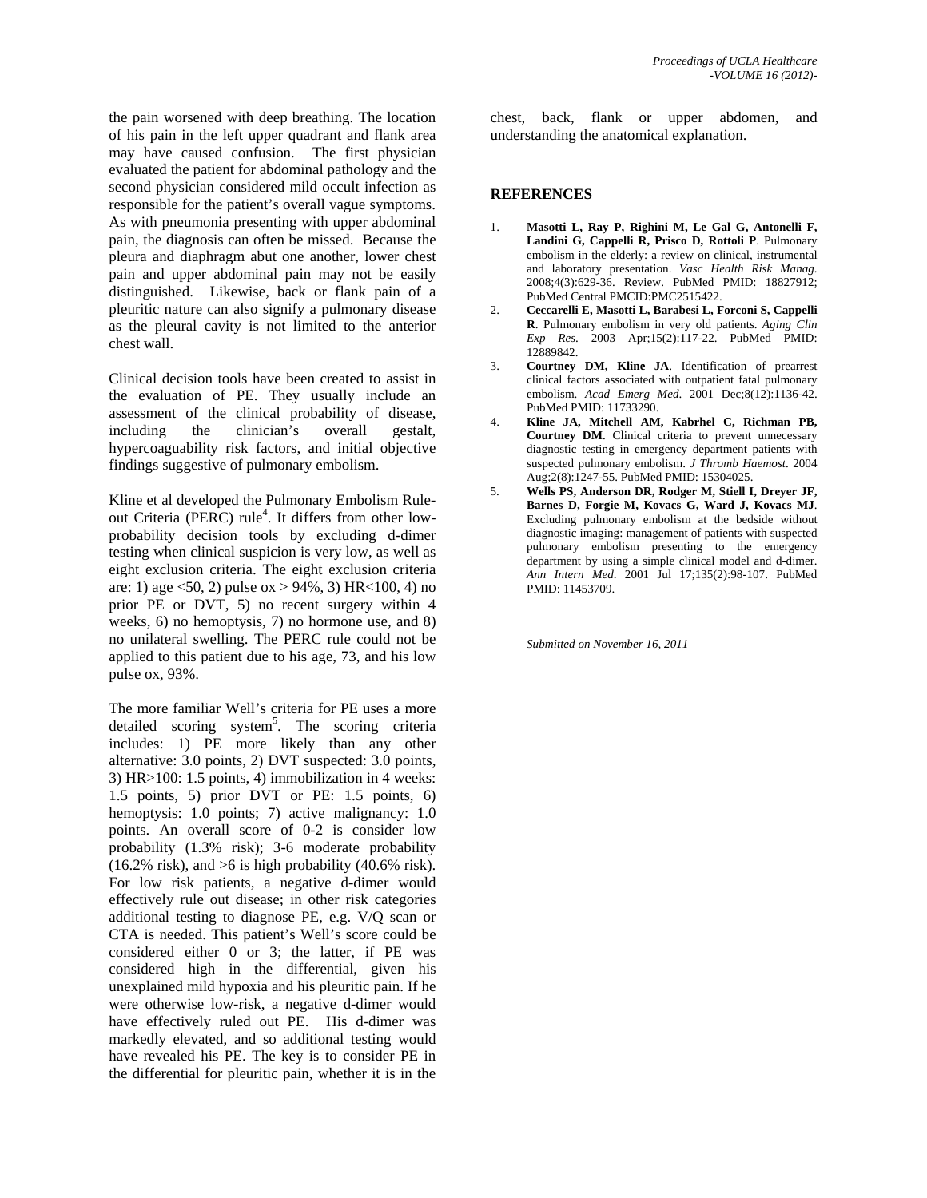the pain worsened with deep breathing. The location of his pain in the left upper quadrant and flank area may have caused confusion. The first physician evaluated the patient for abdominal pathology and the second physician considered mild occult infection as responsible for the patient's overall vague symptoms. As with pneumonia presenting with upper abdominal pain, the diagnosis can often be missed. Because the pleura and diaphragm abut one another, lower chest pain and upper abdominal pain may not be easily distinguished. Likewise, back or flank pain of a pleuritic nature can also signify a pulmonary disease as the pleural cavity is not limited to the anterior chest wall.

Clinical decision tools have been created to assist in the evaluation of PE. They usually include an assessment of the clinical probability of disease, including the clinician's overall gestalt, hypercoaguability risk factors, and initial objective findings suggestive of pulmonary embolism.

Kline et al developed the Pulmonary Embolism Rule-out Criteria (PERC) rule[4]. It differs from other low-probability decision tools by excluding d-dimer testing when clinical suspicion is very low, as well as eight exclusion criteria. The eight exclusion criteria are: 1) age <50, 2) pulse ox > 94%, 3) HR<100, 4) no prior PE or DVT, 5) no recent surgery within 4 weeks, 6) no hemoptysis, 7) no hormone use, and 8) no unilateral swelling. The PERC rule could not be applied to this patient due to his age, 73, and his low pulse ox, 93%.

The more familiar Well's criteria for PE uses a more detailed scoring system[5]. The scoring criteria includes: 1) PE more likely than any other alternative: 3.0 points, 2) DVT suspected: 3.0 points, 3) HR>100: 1.5 points, 4) immobilization in 4 weeks: 1.5 points, 5) prior DVT or PE: 1.5 points, 6) hemoptysis: 1.0 points; 7) active malignancy: 1.0 points. An overall score of 0-2 is consider low probability (1.3% risk); 3-6 moderate probability (16.2% risk), and >6 is high probability (40.6% risk). For low risk patients, a negative d-dimer would effectively rule out disease; in other risk categories additional testing to diagnose PE, e.g. V/Q scan or CTA is needed. This patient's Well's score could be considered either 0 or 3; the latter, if PE was considered high in the differential, given his unexplained mild hypoxia and his pleuritic pain. If he were otherwise low-risk, a negative d-dimer would have effectively ruled out PE. His d-dimer was markedly elevated, and so additional testing would have revealed his PE. The key is to consider PE in the differential for pleuritic pain, whether it is in the chest, back, flank or upper abdomen, and understanding the anatomical explanation.

## REFERENCES

1. **Masotti L, Ray P, Righini M, Le Gal G, Antonelli F, Landini G, Cappelli R, Prisco D, Rottoli P**. Pulmonary embolism in the elderly: a review on clinical, instrumental and laboratory presentation. *Vasc Health Risk Manag*. 2008;4(3):629-36. Review. PubMed PMID: 18827912; PubMed Central PMCID:PMC2515422.
2. **Ceccarelli E, Masotti L, Barabesi L, Forconi S, Cappelli R**. Pulmonary embolism in very old patients. *Aging Clin Exp Res*. 2003 Apr;15(2):117-22. PubMed PMID: 12889842.
3. **Courtney DM, Kline JA**. Identification of prearrest clinical factors associated with outpatient fatal pulmonary embolism. *Acad Emerg Med*. 2001 Dec;8(12):1136-42. PubMed PMID: 11733290.
4. **Kline JA, Mitchell AM, Kabrhel C, Richman PB, Courtney DM**. Clinical criteria to prevent unnecessary diagnostic testing in emergency department patients with suspected pulmonary embolism. *J Thromb Haemost*. 2004 Aug;2(8):1247-55. PubMed PMID: 15304025.
5. **Wells PS, Anderson DR, Rodger M, Stiell I, Dreyer JF, Barnes D, Forgie M, Kovacs G, Ward J, Kovacs MJ**. Excluding pulmonary embolism at the bedside without diagnostic imaging: management of patients with suspected pulmonary embolism presenting to the emergency department by using a simple clinical model and d-dimer. *Ann Intern Med*. 2001 Jul 17;135(2):98-107. PubMed PMID: 11453709.

*Submitted on November 16, 2011*